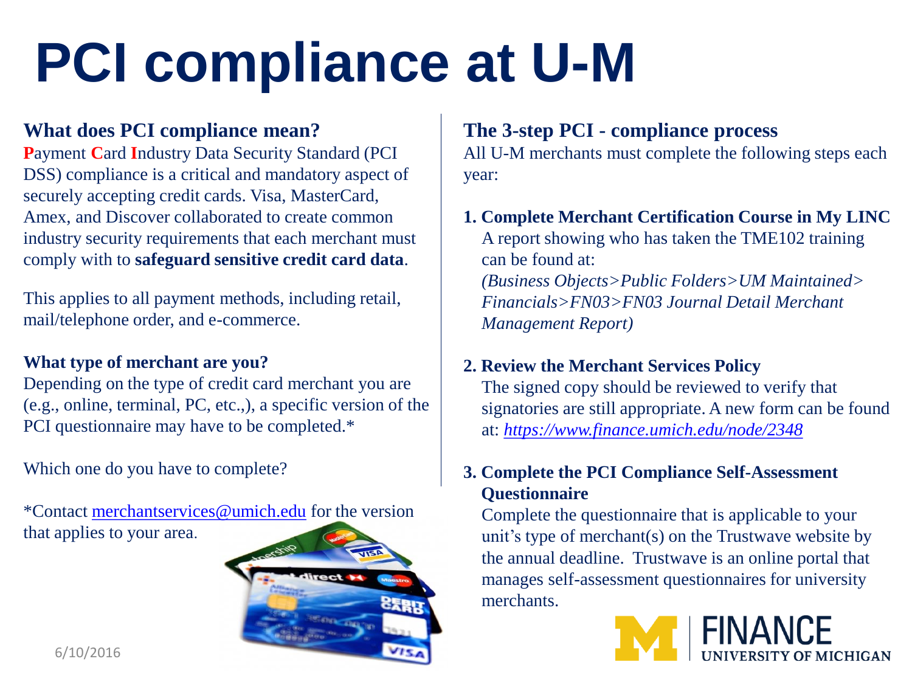# PCI compliance at U-M

## What does PCI compliance mean?

**P**ayment **C**ard **I**ndustry Data Security Standard (PCI DSS) compliance is a critical and mandatory aspect of securely accepting credit cards. Visa, MasterCard, Amex, and Discover collaborated to create common industry security requirements that each merchant must comply with to **safeguard sensitive credit card data**.

This applies to all payment methods, including retail, mail/telephone order, and e-commerce.

### What type of merchant are you?

Depending on the type of credit card merchant you are (e.g., online, terminal, PC, etc.,), a specific version of the PCI questionnaire may have to be completed.*

Which one do you have to complete?

*Contact merchantservices@umich.edu for the version that applies to your area.

## The 3-step PCI - compliance process

All U-M merchants must complete the following steps each year:

1. **Complete Merchant Certification Course in My LINC**
   A report showing who has taken the TME102 training can be found at:
   *(Business Objects>Public Folders>UM Maintained> Financials>FN03>FN03 Journal Detail Merchant Management Report)*

2. **Review the Merchant Services Policy**
   The signed copy should be reviewed to verify that signatories are still appropriate. A new form can be found at: *https://www.finance.umich.edu/node/2348*

3. **Complete the PCI Compliance Self-Assessment Questionnaire**
   Complete the questionnaire that is applicable to your unit's type of merchant(s) on the Trustwave website by the annual deadline. Trustwave is an online portal that manages self-assessment questionnaires for university merchants.

6/10/2016

FINANCE
UNIVERSITY OF MICHIGAN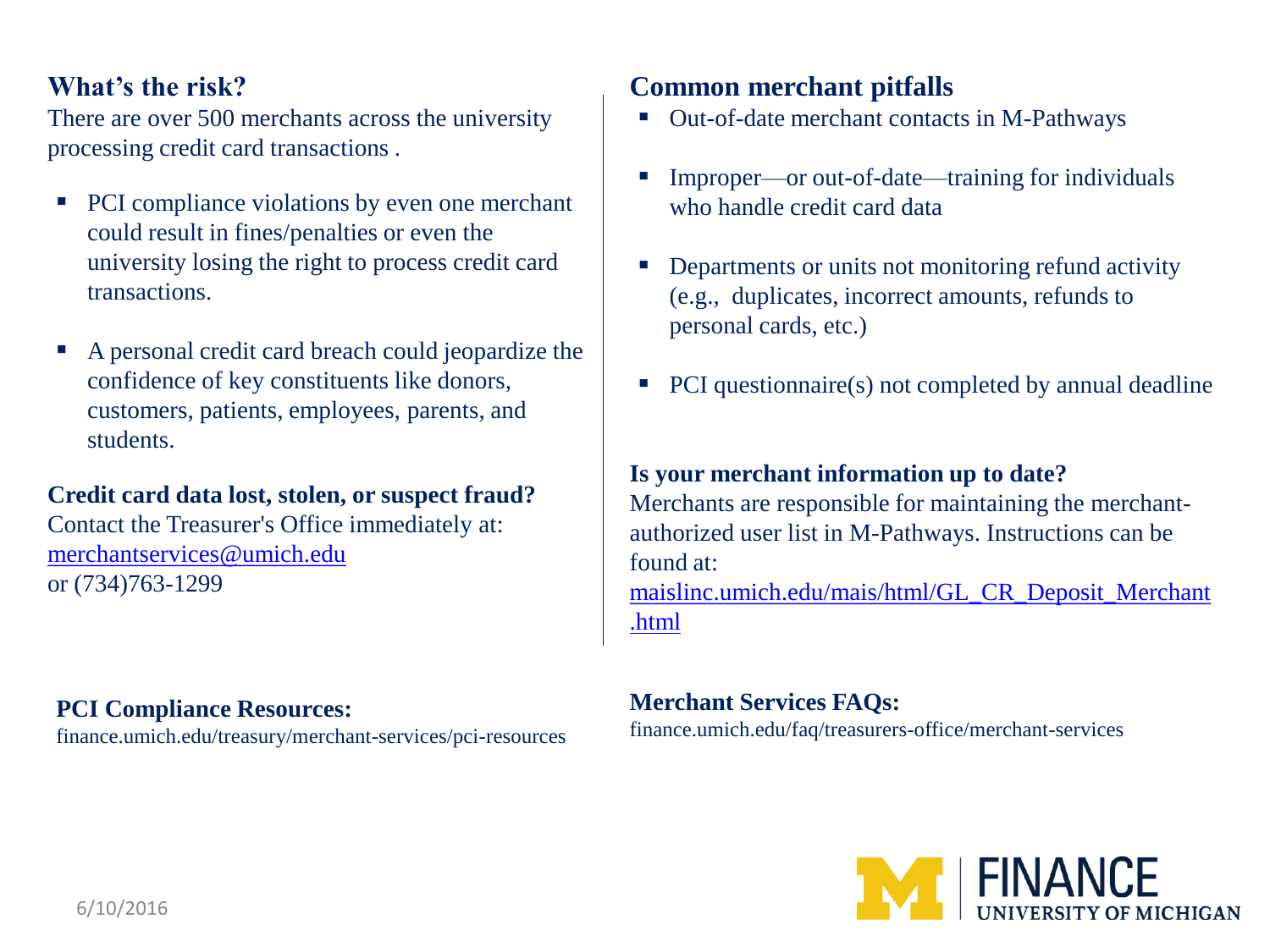## What's the risk?

There are over 500 merchants across the university processing credit card transactions .

- PCI compliance violations by even one merchant could result in fines/penalties or even the university losing the right to process credit card transactions.
- A personal credit card breach could jeopardize the confidence of key constituents like donors, customers, patients, employees, parents, and students.

**Credit card data lost, stolen, or suspect fraud?**
Contact the Treasurer's Office immediately at:
merchantservices@umich.edu
or (734)763-1299

## Common merchant pitfalls

- Out-of-date merchant contacts in M-Pathways
- Improper—or out-of-date—training for individuals who handle credit card data
- Departments or units not monitoring refund activity (e.g., duplicates, incorrect amounts, refunds to personal cards, etc.)
- PCI questionnaire(s) not completed by annual deadline

**Is your merchant information up to date?**
Merchants are responsible for maintaining the merchant-authorized user list in M-Pathways. Instructions can be found at:
maislinc.umich.edu/mais/html/GL_CR_Deposit_Merchant.html

**PCI Compliance Resources:**
finance.umich.edu/treasury/merchant-services/pci-resources

**Merchant Services FAQs:**
finance.umich.edu/faq/treasurers-office/merchant-services

6/10/2016

FINANCE
UNIVERSITY OF MICHIGAN